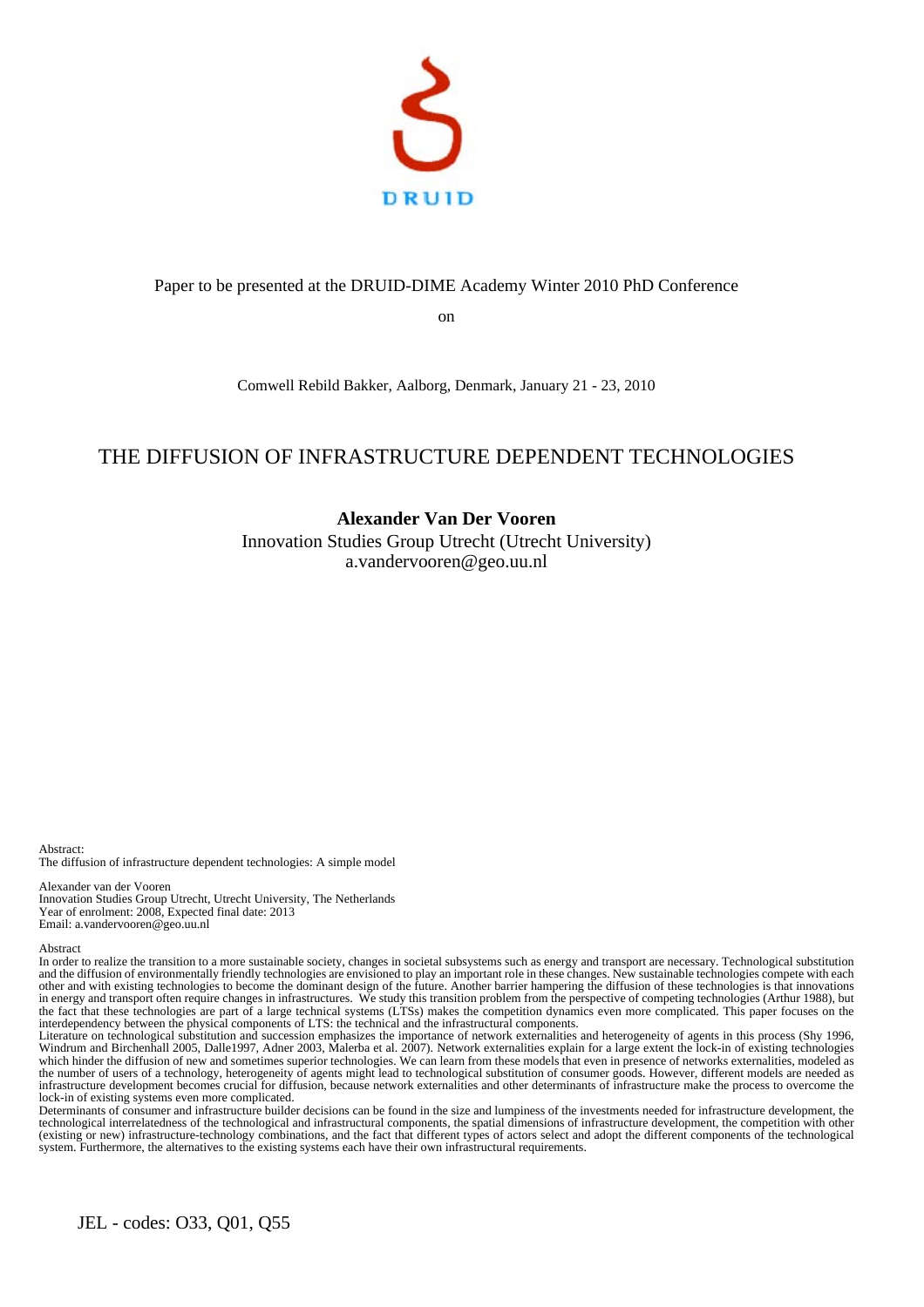DRUID

Paper to be presented at the DRUID-DIME Academy Winter 2010 PhD Conference

on

Comwell Rebild Bakker, Aalborg, Denmark, January 21 - 23, 2010

# THE DIFFUSION OF INFRASTRUCTURE DEPENDENT TECHNOLOGIES

**Alexander Van Der Vooren**
Innovation Studies Group Utrecht (Utrecht University)
a.vandervooren@geo.uu.nl

Abstract:
The diffusion of infrastructure dependent technologies: A simple model

Alexander van der Vooren
Innovation Studies Group Utrecht, Utrecht University, The Netherlands
Year of enrolment: 2008, Expected final date: 2013
Email: a.vandervooren@geo.uu.nl

Abstract
In order to realize the transition to a more sustainable society, changes in societal subsystems such as energy and transport are necessary. Technological substitution and the diffusion of environmentally friendly technologies are envisioned to play an important role in these changes. New sustainable technologies compete with each other and with existing technologies to become the dominant design of the future. Another barrier hampering the diffusion of these technologies is that innovations in energy and transport often require changes in infrastructures. We study this transition problem from the perspective of competing technologies (Arthur 1988), but the fact that these technologies are part of a large technical systems (LTSs) makes the competition dynamics even more complicated. This paper focuses on the interdependency between the physical components of LTS: the technical and the infrastructural components.
Literature on technological substitution and succession emphasizes the importance of network externalities and heterogeneity of agents in this process (Shy 1996, Windrum and Birchenhall 2005, Dalle1997, Adner 2003, Malerba et al. 2007). Network externalities explain for a large extent the lock-in of existing technologies which hinder the diffusion of new and sometimes superior technologies. We can learn from these models that even in presence of networks externalities, modeled as the number of users of a technology, heterogeneity of agents might lead to technological substitution of consumer goods. However, different models are needed as infrastructure development becomes crucial for diffusion, because network externalities and other determinants of infrastructure make the process to overcome the lock-in of existing systems even more complicated.
Determinants of consumer and infrastructure builder decisions can be found in the size and lumpiness of the investments needed for infrastructure development, the technological interrelatedness of the technological and infrastructural components, the spatial dimensions of infrastructure development, the competition with other (existing or new) infrastructure-technology combinations, and the fact that different types of actors select and adopt the different components of the technological system. Furthermore, the alternatives to the existing systems each have their own infrastructural requirements.

JEL - codes: O33, Q01, Q55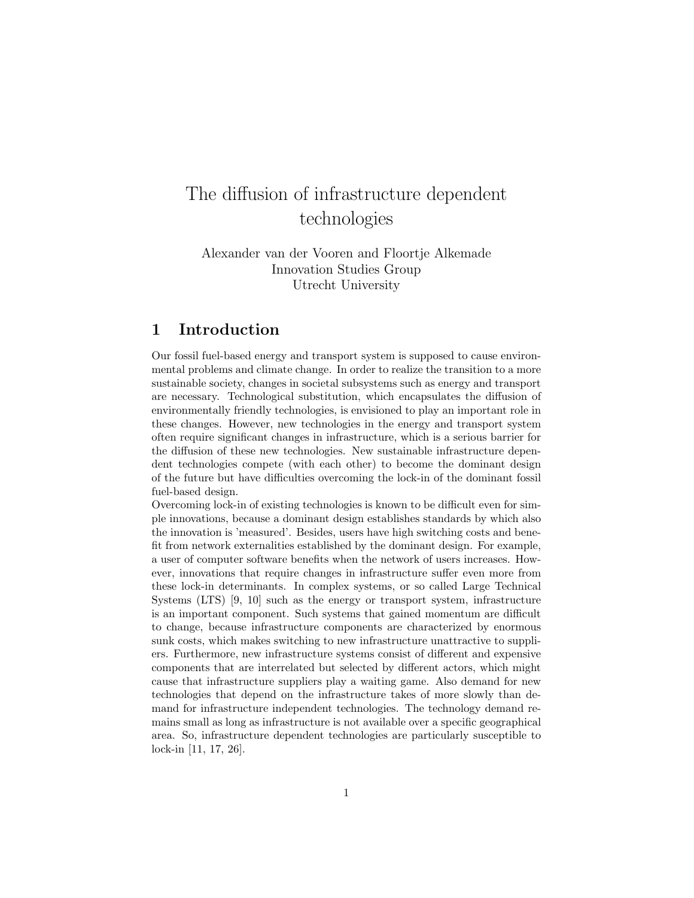// The diffusion of infrastructure dependent technologies

Alexander van der Vooren and Floortje Alkemade
Innovation Studies Group
Utrecht University

## 1 Introduction

Our fossil fuel-based energy and transport system is supposed to cause environmental problems and climate change. In order to realize the transition to a more sustainable society, changes in societal subsystems such as energy and transport are necessary. Technological substitution, which encapsulates the diffusion of environmentally friendly technologies, is envisioned to play an important role in these changes. However, new technologies in the energy and transport system often require significant changes in infrastructure, which is a serious barrier for the diffusion of these new technologies. New sustainable infrastructure dependent technologies compete (with each other) to become the dominant design of the future but have difficulties overcoming the lock-in of the dominant fossil fuel-based design.

Overcoming lock-in of existing technologies is known to be difficult even for simple innovations, because a dominant design establishes standards by which also the innovation is 'measured'. Besides, users have high switching costs and benefit from network externalities established by the dominant design. For example, a user of computer software benefits when the network of users increases. However, innovations that require changes in infrastructure suffer even more from these lock-in determinants. In complex systems, or so called Large Technical Systems (LTS) [9, 10] such as the energy or transport system, infrastructure is an important component. Such systems that gained momentum are difficult to change, because infrastructure components are characterized by enormous sunk costs, which makes switching to new infrastructure unattractive to suppliers. Furthermore, new infrastructure systems consist of different and expensive components that are interrelated but selected by different actors, which might cause that infrastructure suppliers play a waiting game. Also demand for new technologies that depend on the infrastructure takes of more slowly than demand for infrastructure independent technologies. The technology demand remains small as long as infrastructure is not available over a specific geographical area. So, infrastructure dependent technologies are particularly susceptible to lock-in [11, 17, 26].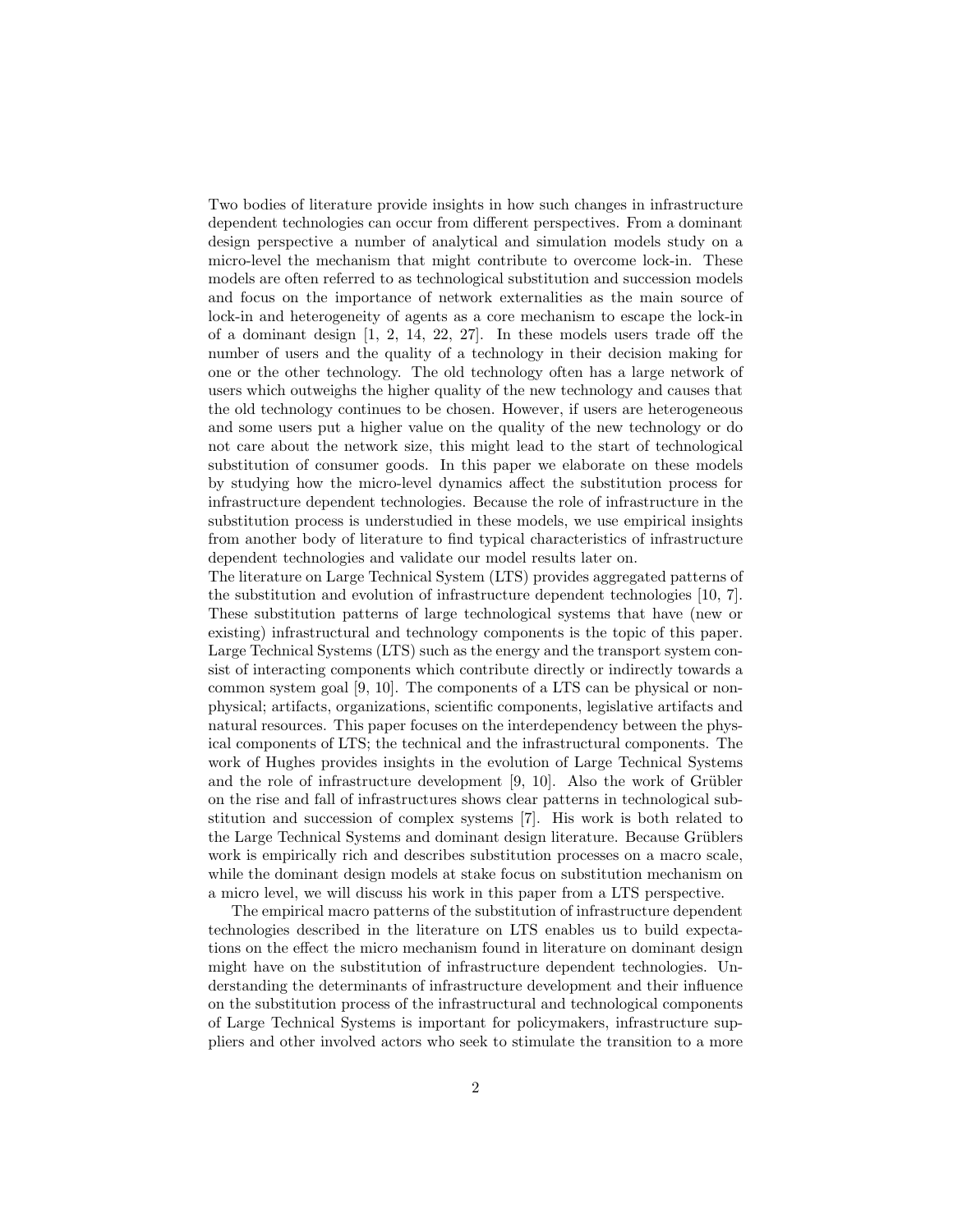Two bodies of literature provide insights in how such changes in infrastructure dependent technologies can occur from different perspectives. From a dominant design perspective a number of analytical and simulation models study on a micro-level the mechanism that might contribute to overcome lock-in. These models are often referred to as technological substitution and succession models and focus on the importance of network externalities as the main source of lock-in and heterogeneity of agents as a core mechanism to escape the lock-in of a dominant design [1, 2, 14, 22, 27]. In these models users trade off the number of users and the quality of a technology in their decision making for one or the other technology. The old technology often has a large network of users which outweighs the higher quality of the new technology and causes that the old technology continues to be chosen. However, if users are heterogeneous and some users put a higher value on the quality of the new technology or do not care about the network size, this might lead to the start of technological substitution of consumer goods. In this paper we elaborate on these models by studying how the micro-level dynamics affect the substitution process for infrastructure dependent technologies. Because the role of infrastructure in the substitution process is understudied in these models, we use empirical insights from another body of literature to find typical characteristics of infrastructure dependent technologies and validate our model results later on.
The literature on Large Technical System (LTS) provides aggregated patterns of the substitution and evolution of infrastructure dependent technologies [10, 7]. These substitution patterns of large technological systems that have (new or existing) infrastructural and technology components is the topic of this paper. Large Technical Systems (LTS) such as the energy and the transport system consist of interacting components which contribute directly or indirectly towards a common system goal [9, 10]. The components of a LTS can be physical or nonphysical; artifacts, organizations, scientific components, legislative artifacts and natural resources. This paper focuses on the interdependency between the physical components of LTS; the technical and the infrastructural components. The work of Hughes provides insights in the evolution of Large Technical Systems and the role of infrastructure development [9, 10]. Also the work of Grübler on the rise and fall of infrastructures shows clear patterns in technological substitution and succession of complex systems [7]. His work is both related to the Large Technical Systems and dominant design literature. Because Grüblers work is empirically rich and describes substitution processes on a macro scale, while the dominant design models at stake focus on substitution mechanism on a micro level, we will discuss his work in this paper from a LTS perspective.

The empirical macro patterns of the substitution of infrastructure dependent technologies described in the literature on LTS enables us to build expectations on the effect the micro mechanism found in literature on dominant design might have on the substitution of infrastructure dependent technologies. Understanding the determinants of infrastructure development and their influence on the substitution process of the infrastructural and technological components of Large Technical Systems is important for policymakers, infrastructure suppliers and other involved actors who seek to stimulate the transition to a more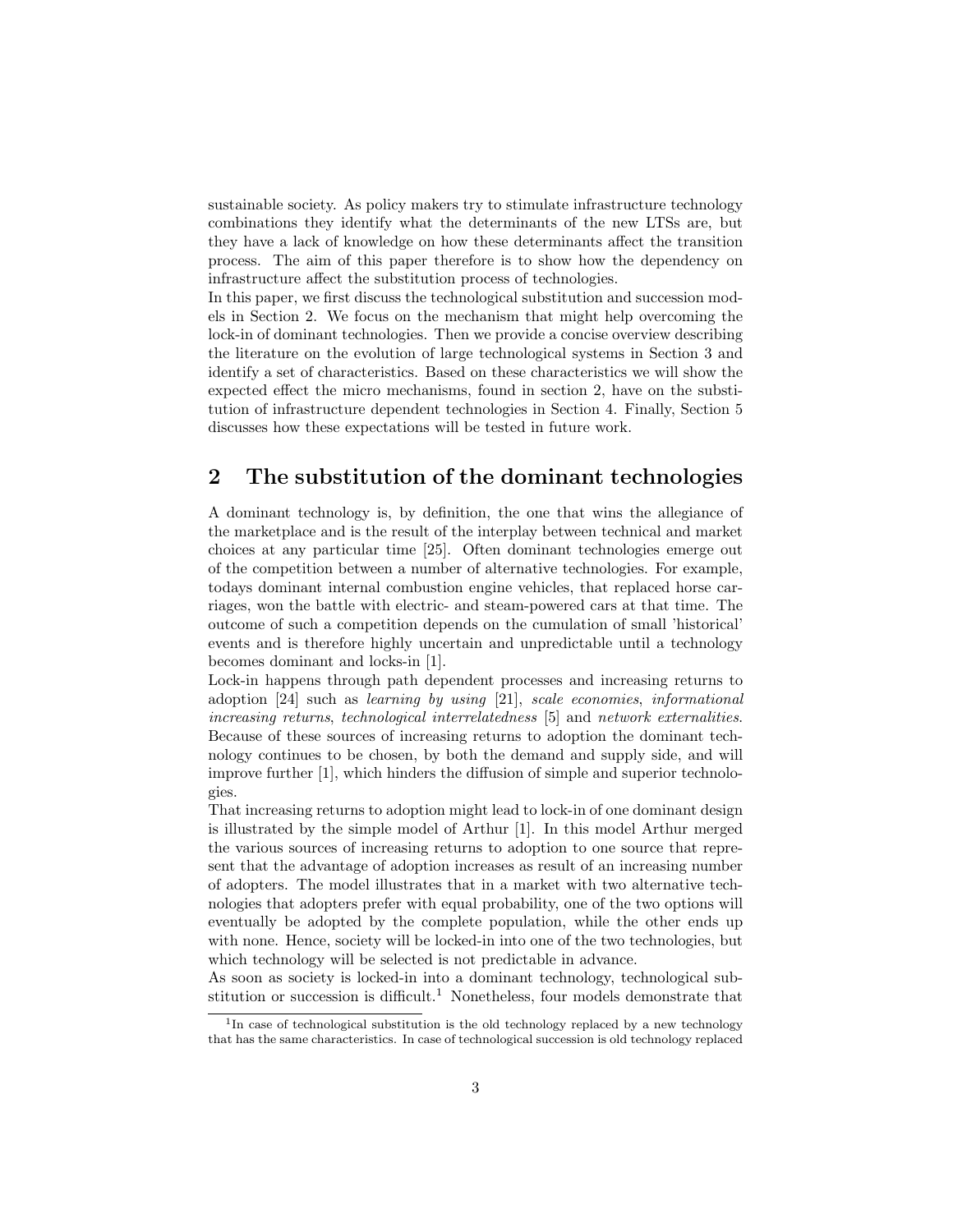sustainable society. As policy makers try to stimulate infrastructure technology combinations they identify what the determinants of the new LTSs are, but they have a lack of knowledge on how these determinants affect the transition process. The aim of this paper therefore is to show how the dependency on infrastructure affect the substitution process of technologies.

In this paper, we first discuss the technological substitution and succession models in Section 2. We focus on the mechanism that might help overcoming the lock-in of dominant technologies. Then we provide a concise overview describing the literature on the evolution of large technological systems in Section 3 and identify a set of characteristics. Based on these characteristics we will show the expected effect the micro mechanisms, found in section 2, have on the substitution of infrastructure dependent technologies in Section 4. Finally, Section 5 discusses how these expectations will be tested in future work.

## 2 The substitution of the dominant technologies

A dominant technology is, by definition, the one that wins the allegiance of the marketplace and is the result of the interplay between technical and market choices at any particular time [25]. Often dominant technologies emerge out of the competition between a number of alternative technologies. For example, todays dominant internal combustion engine vehicles, that replaced horse carriages, won the battle with electric- and steam-powered cars at that time. The outcome of such a competition depends on the cumulation of small 'historical' events and is therefore highly uncertain and unpredictable until a technology becomes dominant and locks-in [1].

Lock-in happens through path dependent processes and increasing returns to adoption [24] such as *learning by using* [21], *scale economies*, *informational increasing returns*, *technological interrelatedness* [5] and *network externalities*. Because of these sources of increasing returns to adoption the dominant technology continues to be chosen, by both the demand and supply side, and will improve further [1], which hinders the diffusion of simple and superior technologies.

That increasing returns to adoption might lead to lock-in of one dominant design is illustrated by the simple model of Arthur [1]. In this model Arthur merged the various sources of increasing returns to adoption to one source that represent that the advantage of adoption increases as result of an increasing number of adopters. The model illustrates that in a market with two alternative technologies that adopters prefer with equal probability, one of the two options will eventually be adopted by the complete population, while the other ends up with none. Hence, society will be locked-in into one of the two technologies, but which technology will be selected is not predictable in advance.

As soon as society is locked-in into a dominant technology, technological substitution or succession is difficult.[1] Nonetheless, four models demonstrate that

[1] In case of technological substitution is the old technology replaced by a new technology that has the same characteristics. In case of technological succession is old technology replaced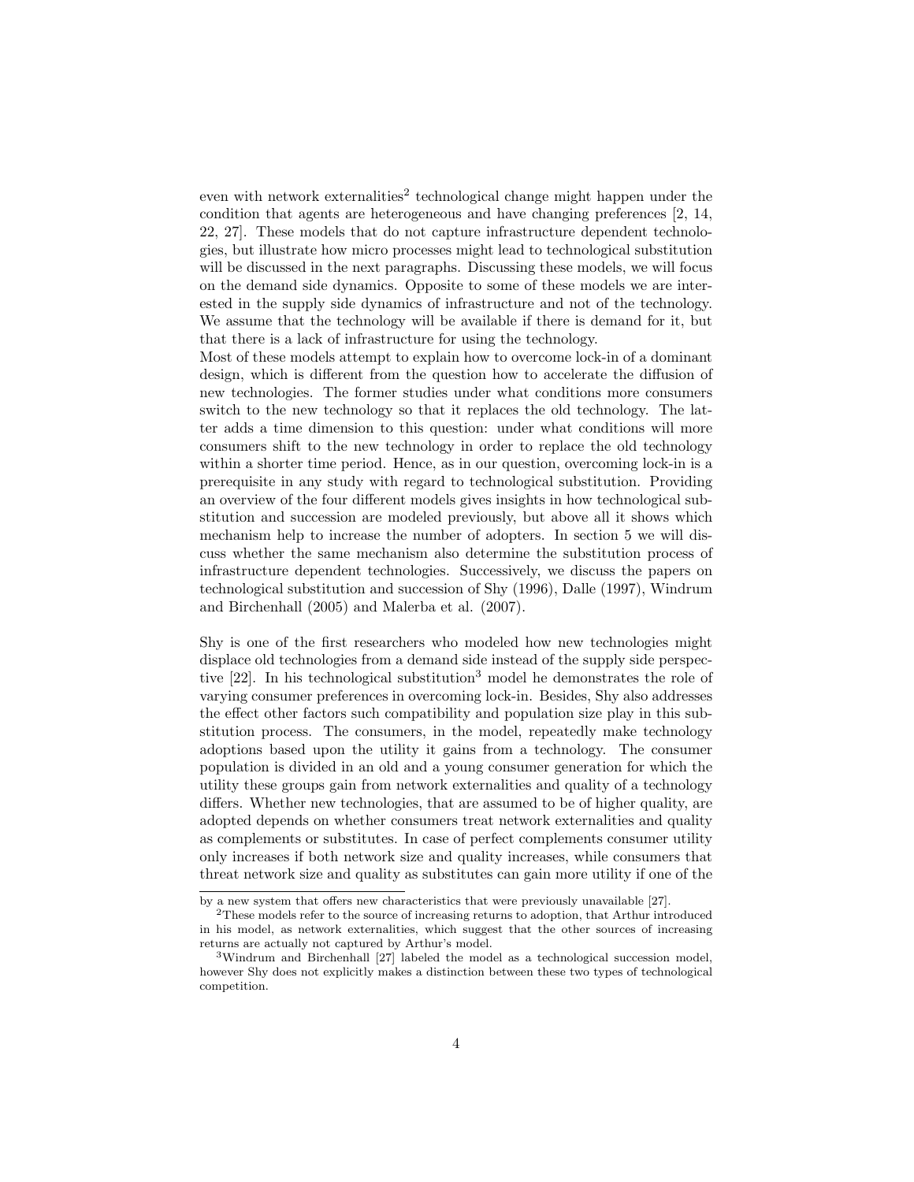even with network externalities[2] technological change might happen under the condition that agents are heterogeneous and have changing preferences [2, 14, 22, 27]. These models that do not capture infrastructure dependent technologies, but illustrate how micro processes might lead to technological substitution will be discussed in the next paragraphs. Discussing these models, we will focus on the demand side dynamics. Opposite to some of these models we are interested in the supply side dynamics of infrastructure and not of the technology. We assume that the technology will be available if there is demand for it, but that there is a lack of infrastructure for using the technology.
Most of these models attempt to explain how to overcome lock-in of a dominant design, which is different from the question how to accelerate the diffusion of new technologies. The former studies under what conditions more consumers switch to the new technology so that it replaces the old technology. The latter adds a time dimension to this question: under what conditions will more consumers shift to the new technology in order to replace the old technology within a shorter time period. Hence, as in our question, overcoming lock-in is a prerequisite in any study with regard to technological substitution. Providing an overview of the four different models gives insights in how technological substitution and succession are modeled previously, but above all it shows which mechanism help to increase the number of adopters. In section 5 we will discuss whether the same mechanism also determine the substitution process of infrastructure dependent technologies. Successively, we discuss the papers on technological substitution and succession of Shy (1996), Dalle (1997), Windrum and Birchenhall (2005) and Malerba et al. (2007).

Shy is one of the first researchers who modeled how new technologies might displace old technologies from a demand side instead of the supply side perspective [22]. In his technological substitution[3] model he demonstrates the role of varying consumer preferences in overcoming lock-in. Besides, Shy also addresses the effect other factors such compatibility and population size play in this substitution process. The consumers, in the model, repeatedly make technology adoptions based upon the utility it gains from a technology. The consumer population is divided in an old and a young consumer generation for which the utility these groups gain from network externalities and quality of a technology differs. Whether new technologies, that are assumed to be of higher quality, are adopted depends on whether consumers treat network externalities and quality as complements or substitutes. In case of perfect complements consumer utility only increases if both network size and quality increases, while consumers that threat network size and quality as substitutes can gain more utility if one of the

by a new system that offers new characteristics that were previously unavailable [27].

[2] These models refer to the source of increasing returns to adoption, that Arthur introduced in his model, as network externalities, which suggest that the other sources of increasing returns are actually not captured by Arthur's model.

[3] Windrum and Birchenhall [27] labeled the model as a technological succession model, however Shy does not explicitly makes a distinction between these two types of technological competition.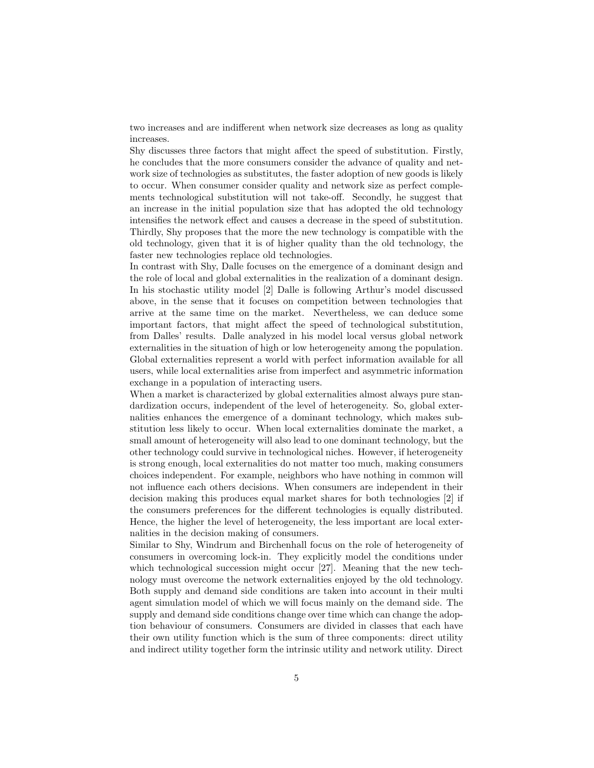two increases and are indifferent when network size decreases as long as quality increases.

Shy discusses three factors that might affect the speed of substitution. Firstly, he concludes that the more consumers consider the advance of quality and network size of technologies as substitutes, the faster adoption of new goods is likely to occur. When consumer consider quality and network size as perfect complements technological substitution will not take-off. Secondly, he suggest that an increase in the initial population size that has adopted the old technology intensifies the network effect and causes a decrease in the speed of substitution. Thirdly, Shy proposes that the more the new technology is compatible with the old technology, given that it is of higher quality than the old technology, the faster new technologies replace old technologies.

In contrast with Shy, Dalle focuses on the emergence of a dominant design and the role of local and global externalities in the realization of a dominant design. In his stochastic utility model [2] Dalle is following Arthur's model discussed above, in the sense that it focuses on competition between technologies that arrive at the same time on the market. Nevertheless, we can deduce some important factors, that might affect the speed of technological substitution, from Dalles' results. Dalle analyzed in his model local versus global network externalities in the situation of high or low heterogeneity among the population. Global externalities represent a world with perfect information available for all users, while local externalities arise from imperfect and asymmetric information exchange in a population of interacting users.

When a market is characterized by global externalities almost always pure standardization occurs, independent of the level of heterogeneity. So, global externalities enhances the emergence of a dominant technology, which makes substitution less likely to occur. When local externalities dominate the market, a small amount of heterogeneity will also lead to one dominant technology, but the other technology could survive in technological niches. However, if heterogeneity is strong enough, local externalities do not matter too much, making consumers choices independent. For example, neighbors who have nothing in common will not influence each others decisions. When consumers are independent in their decision making this produces equal market shares for both technologies [2] if the consumers preferences for the different technologies is equally distributed. Hence, the higher the level of heterogeneity, the less important are local externalities in the decision making of consumers.

Similar to Shy, Windrum and Birchenhall focus on the role of heterogeneity of consumers in overcoming lock-in. They explicitly model the conditions under which technological succession might occur [27]. Meaning that the new technology must overcome the network externalities enjoyed by the old technology. Both supply and demand side conditions are taken into account in their multi agent simulation model of which we will focus mainly on the demand side. The supply and demand side conditions change over time which can change the adoption behaviour of consumers. Consumers are divided in classes that each have their own utility function which is the sum of three components: direct utility and indirect utility together form the intrinsic utility and network utility. Direct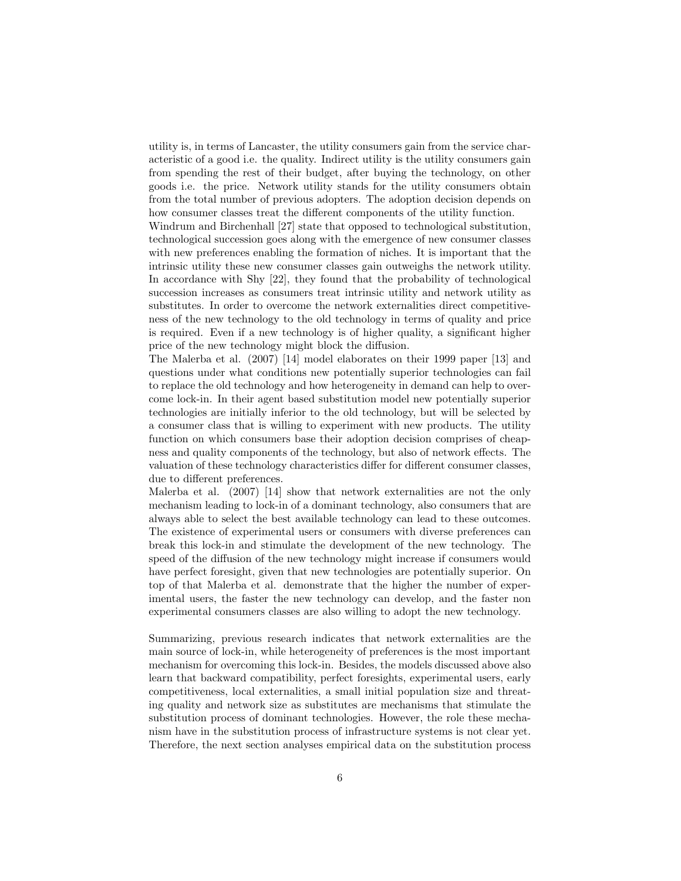utility is, in terms of Lancaster, the utility consumers gain from the service characteristic of a good i.e. the quality. Indirect utility is the utility consumers gain from spending the rest of their budget, after buying the technology, on other goods i.e. the price. Network utility stands for the utility consumers obtain from the total number of previous adopters. The adoption decision depends on how consumer classes treat the different components of the utility function.
Windrum and Birchenhall [27] state that opposed to technological substitution, technological succession goes along with the emergence of new consumer classes with new preferences enabling the formation of niches. It is important that the intrinsic utility these new consumer classes gain outweighs the network utility. In accordance with Shy [22], they found that the probability of technological succession increases as consumers treat intrinsic utility and network utility as substitutes. In order to overcome the network externalities direct competitiveness of the new technology to the old technology in terms of quality and price is required. Even if a new technology is of higher quality, a significant higher price of the new technology might block the diffusion.
The Malerba et al. (2007) [14] model elaborates on their 1999 paper [13] and questions under what conditions new potentially superior technologies can fail to replace the old technology and how heterogeneity in demand can help to overcome lock-in. In their agent based substitution model new potentially superior technologies are initially inferior to the old technology, but will be selected by a consumer class that is willing to experiment with new products. The utility function on which consumers base their adoption decision comprises of cheapness and quality components of the technology, but also of network effects. The valuation of these technology characteristics differ for different consumer classes, due to different preferences.
Malerba et al. (2007) [14] show that network externalities are not the only mechanism leading to lock-in of a dominant technology, also consumers that are always able to select the best available technology can lead to these outcomes. The existence of experimental users or consumers with diverse preferences can break this lock-in and stimulate the development of the new technology. The speed of the diffusion of the new technology might increase if consumers would have perfect foresight, given that new technologies are potentially superior. On top of that Malerba et al. demonstrate that the higher the number of experimental users, the faster the new technology can develop, and the faster non experimental consumers classes are also willing to adopt the new technology.

Summarizing, previous research indicates that network externalities are the main source of lock-in, while heterogeneity of preferences is the most important mechanism for overcoming this lock-in. Besides, the models discussed above also learn that backward compatibility, perfect foresights, experimental users, early competitiveness, local externalities, a small initial population size and threating quality and network size as substitutes are mechanisms that stimulate the substitution process of dominant technologies. However, the role these mechanism have in the substitution process of infrastructure systems is not clear yet. Therefore, the next section analyses empirical data on the substitution process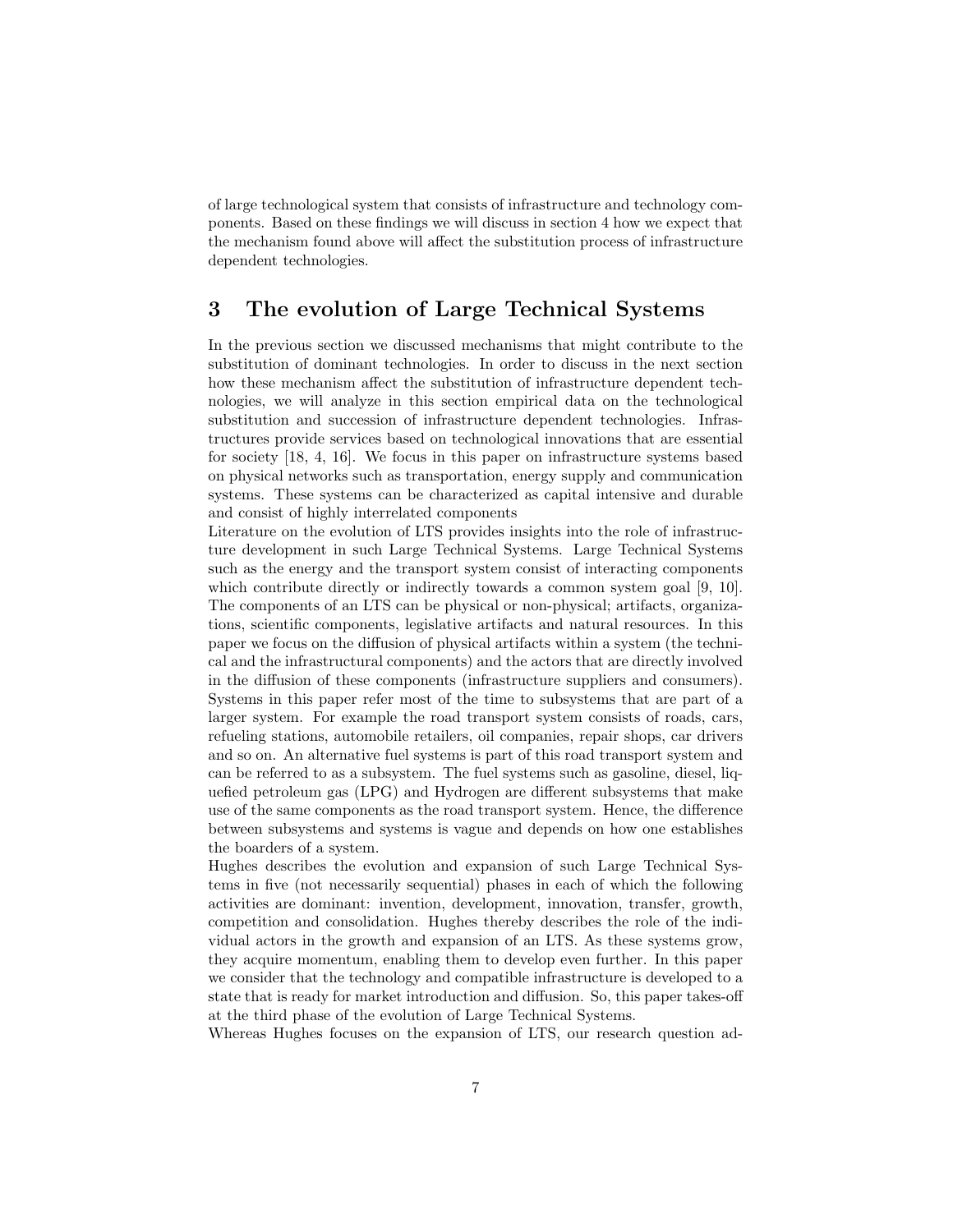of large technological system that consists of infrastructure and technology components. Based on these findings we will discuss in section 4 how we expect that the mechanism found above will affect the substitution process of infrastructure dependent technologies.

## 3 The evolution of Large Technical Systems

In the previous section we discussed mechanisms that might contribute to the substitution of dominant technologies. In order to discuss in the next section how these mechanism affect the substitution of infrastructure dependent technologies, we will analyze in this section empirical data on the technological substitution and succession of infrastructure dependent technologies. Infrastructures provide services based on technological innovations that are essential for society [18, 4, 16]. We focus in this paper on infrastructure systems based on physical networks such as transportation, energy supply and communication systems. These systems can be characterized as capital intensive and durable and consist of highly interrelated components

Literature on the evolution of LTS provides insights into the role of infrastructure development in such Large Technical Systems. Large Technical Systems such as the energy and the transport system consist of interacting components which contribute directly or indirectly towards a common system goal [9, 10]. The components of an LTS can be physical or non-physical; artifacts, organizations, scientific components, legislative artifacts and natural resources. In this paper we focus on the diffusion of physical artifacts within a system (the technical and the infrastructural components) and the actors that are directly involved in the diffusion of these components (infrastructure suppliers and consumers). Systems in this paper refer most of the time to subsystems that are part of a larger system. For example the road transport system consists of roads, cars, refueling stations, automobile retailers, oil companies, repair shops, car drivers and so on. An alternative fuel systems is part of this road transport system and can be referred to as a subsystem. The fuel systems such as gasoline, diesel, liquefied petroleum gas (LPG) and Hydrogen are different subsystems that make use of the same components as the road transport system. Hence, the difference between subsystems and systems is vague and depends on how one establishes the boarders of a system.

Hughes describes the evolution and expansion of such Large Technical Systems in five (not necessarily sequential) phases in each of which the following activities are dominant: invention, development, innovation, transfer, growth, competition and consolidation. Hughes thereby describes the role of the individual actors in the growth and expansion of an LTS. As these systems grow, they acquire momentum, enabling them to develop even further. In this paper we consider that the technology and compatible infrastructure is developed to a state that is ready for market introduction and diffusion. So, this paper takes-off at the third phase of the evolution of Large Technical Systems.

Whereas Hughes focuses on the expansion of LTS, our research question ad-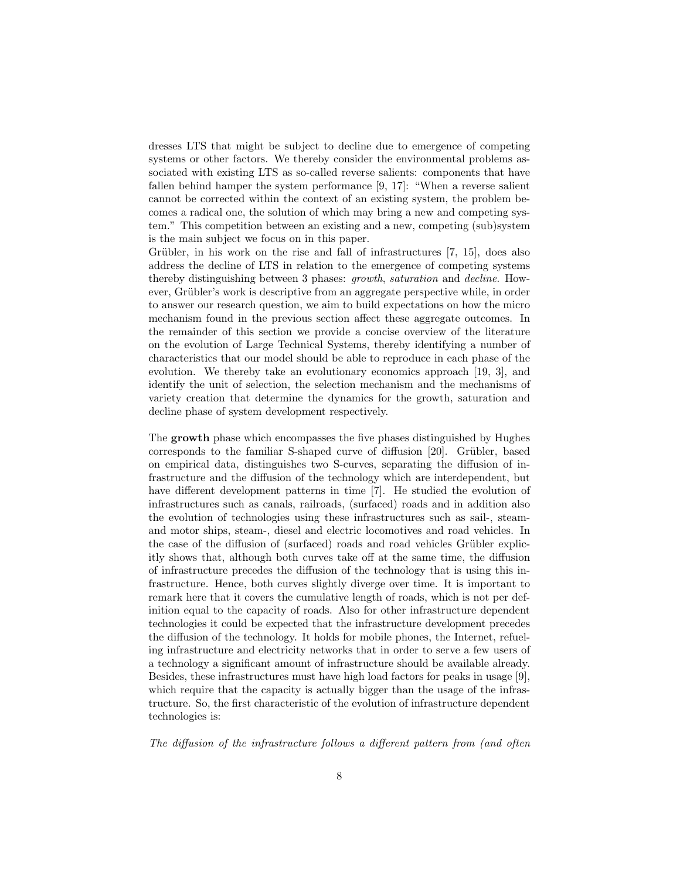dresses LTS that might be subject to decline due to emergence of competing systems or other factors. We thereby consider the environmental problems associated with existing LTS as so-called reverse salients: components that have fallen behind hamper the system performance [9, 17]: "When a reverse salient cannot be corrected within the context of an existing system, the problem becomes a radical one, the solution of which may bring a new and competing system." This competition between an existing and a new, competing (sub)system is the main subject we focus on in this paper.

Grübler, in his work on the rise and fall of infrastructures [7, 15], does also address the decline of LTS in relation to the emergence of competing systems thereby distinguishing between 3 phases: *growth*, *saturation* and *decline*. However, Grübler's work is descriptive from an aggregate perspective while, in order to answer our research question, we aim to build expectations on how the micro mechanism found in the previous section affect these aggregate outcomes. In the remainder of this section we provide a concise overview of the literature on the evolution of Large Technical Systems, thereby identifying a number of characteristics that our model should be able to reproduce in each phase of the evolution. We thereby take an evolutionary economics approach [19, 3], and identify the unit of selection, the selection mechanism and the mechanisms of variety creation that determine the dynamics for the growth, saturation and decline phase of system development respectively.

The **growth** phase which encompasses the five phases distinguished by Hughes corresponds to the familiar S-shaped curve of diffusion [20]. Grübler, based on empirical data, distinguishes two S-curves, separating the diffusion of infrastructure and the diffusion of the technology which are interdependent, but have different development patterns in time [7]. He studied the evolution of infrastructures such as canals, railroads, (surfaced) roads and in addition also the evolution of technologies using these infrastructures such as sail-, steam- and motor ships, steam-, diesel and electric locomotives and road vehicles. In the case of the diffusion of (surfaced) roads and road vehicles Grübler explicitly shows that, although both curves take off at the same time, the diffusion of infrastructure precedes the diffusion of the technology that is using this infrastructure. Hence, both curves slightly diverge over time. It is important to remark here that it covers the cumulative length of roads, which is not per definition equal to the capacity of roads. Also for other infrastructure dependent technologies it could be expected that the infrastructure development precedes the diffusion of the technology. It holds for mobile phones, the Internet, refueling infrastructure and electricity networks that in order to serve a few users of a technology a significant amount of infrastructure should be available already. Besides, these infrastructures must have high load factors for peaks in usage [9], which require that the capacity is actually bigger than the usage of the infrastructure. So, the first characteristic of the evolution of infrastructure dependent technologies is:

*The diffusion of the infrastructure follows a different pattern from (and often*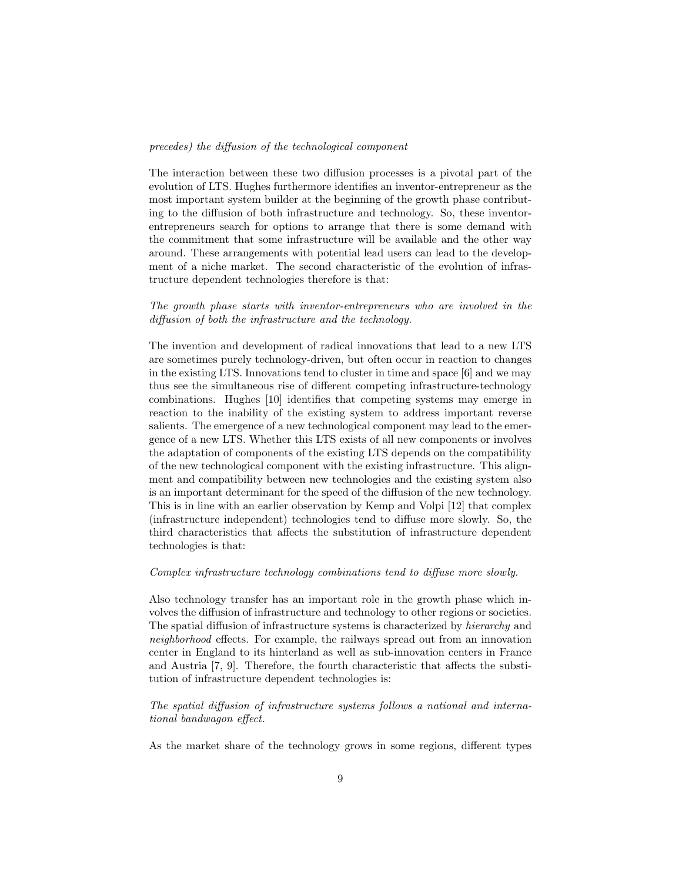*precedes) the diffusion of the technological component*

The interaction between these two diffusion processes is a pivotal part of the evolution of LTS. Hughes furthermore identifies an inventor-entrepreneur as the most important system builder at the beginning of the growth phase contributing to the diffusion of both infrastructure and technology. So, these inventor-entrepreneurs search for options to arrange that there is some demand with the commitment that some infrastructure will be available and the other way around. These arrangements with potential lead users can lead to the development of a niche market. The second characteristic of the evolution of infrastructure dependent technologies therefore is that:

*The growth phase starts with inventor-entrepreneurs who are involved in the diffusion of both the infrastructure and the technology.*

The invention and development of radical innovations that lead to a new LTS are sometimes purely technology-driven, but often occur in reaction to changes in the existing LTS. Innovations tend to cluster in time and space [6] and we may thus see the simultaneous rise of different competing infrastructure-technology combinations. Hughes [10] identifies that competing systems may emerge in reaction to the inability of the existing system to address important reverse salients. The emergence of a new technological component may lead to the emergence of a new LTS. Whether this LTS exists of all new components or involves the adaptation of components of the existing LTS depends on the compatibility of the new technological component with the existing infrastructure. This alignment and compatibility between new technologies and the existing system also is an important determinant for the speed of the diffusion of the new technology. This is in line with an earlier observation by Kemp and Volpi [12] that complex (infrastructure independent) technologies tend to diffuse more slowly. So, the third characteristics that affects the substitution of infrastructure dependent technologies is that:

*Complex infrastructure technology combinations tend to diffuse more slowly.*

Also technology transfer has an important role in the growth phase which involves the diffusion of infrastructure and technology to other regions or societies. The spatial diffusion of infrastructure systems is characterized by *hierarchy* and *neighborhood* effects. For example, the railways spread out from an innovation center in England to its hinterland as well as sub-innovation centers in France and Austria [7, 9]. Therefore, the fourth characteristic that affects the substitution of infrastructure dependent technologies is:

*The spatial diffusion of infrastructure systems follows a national and international bandwagon effect.*

As the market share of the technology grows in some regions, different types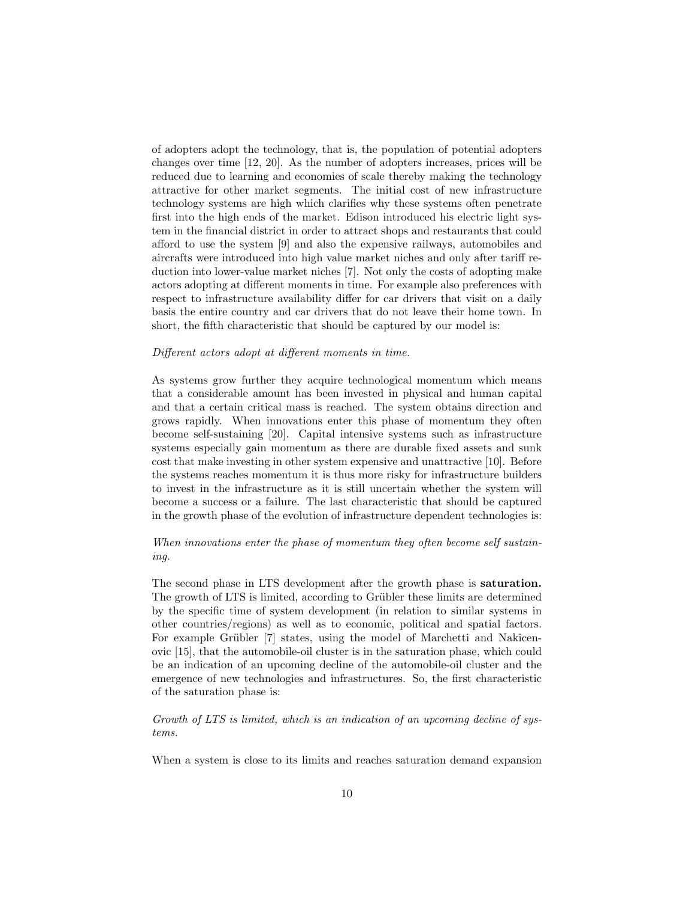of adopters adopt the technology, that is, the population of potential adopters changes over time [12, 20]. As the number of adopters increases, prices will be reduced due to learning and economies of scale thereby making the technology attractive for other market segments. The initial cost of new infrastructure technology systems are high which clarifies why these systems often penetrate first into the high ends of the market. Edison introduced his electric light system in the financial district in order to attract shops and restaurants that could afford to use the system [9] and also the expensive railways, automobiles and aircrafts were introduced into high value market niches and only after tariff reduction into lower-value market niches [7]. Not only the costs of adopting make actors adopting at different moments in time. For example also preferences with respect to infrastructure availability differ for car drivers that visit on a daily basis the entire country and car drivers that do not leave their home town. In short, the fifth characteristic that should be captured by our model is:

*Different actors adopt at different moments in time.*

As systems grow further they acquire technological momentum which means that a considerable amount has been invested in physical and human capital and that a certain critical mass is reached. The system obtains direction and grows rapidly. When innovations enter this phase of momentum they often become self-sustaining [20]. Capital intensive systems such as infrastructure systems especially gain momentum as there are durable fixed assets and sunk cost that make investing in other system expensive and unattractive [10]. Before the systems reaches momentum it is thus more risky for infrastructure builders to invest in the infrastructure as it is still uncertain whether the system will become a success or a failure. The last characteristic that should be captured in the growth phase of the evolution of infrastructure dependent technologies is:

*When innovations enter the phase of momentum they often become self sustaining.*

The second phase in LTS development after the growth phase is **saturation.** The growth of LTS is limited, according to Grübler these limits are determined by the specific time of system development (in relation to similar systems in other countries/regions) as well as to economic, political and spatial factors. For example Grübler [7] states, using the model of Marchetti and Nakicenovic [15], that the automobile-oil cluster is in the saturation phase, which could be an indication of an upcoming decline of the automobile-oil cluster and the emergence of new technologies and infrastructures. So, the first characteristic of the saturation phase is:

*Growth of LTS is limited, which is an indication of an upcoming decline of systems.*

When a system is close to its limits and reaches saturation demand expansion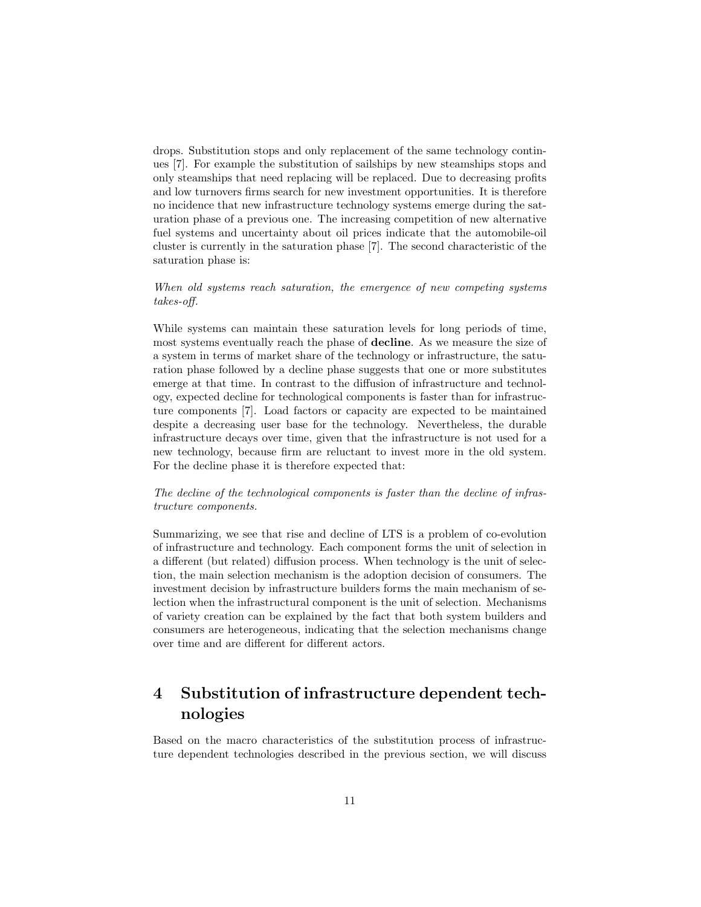drops. Substitution stops and only replacement of the same technology continues [7]. For example the substitution of sailships by new steamships stops and only steamships that need replacing will be replaced. Due to decreasing profits and low turnovers firms search for new investment opportunities. It is therefore no incidence that new infrastructure technology systems emerge during the saturation phase of a previous one. The increasing competition of new alternative fuel systems and uncertainty about oil prices indicate that the automobile-oil cluster is currently in the saturation phase [7]. The second characteristic of the saturation phase is:

*When old systems reach saturation, the emergence of new competing systems takes-off.*

While systems can maintain these saturation levels for long periods of time, most systems eventually reach the phase of **decline**. As we measure the size of a system in terms of market share of the technology or infrastructure, the saturation phase followed by a decline phase suggests that one or more substitutes emerge at that time. In contrast to the diffusion of infrastructure and technology, expected decline for technological components is faster than for infrastructure components [7]. Load factors or capacity are expected to be maintained despite a decreasing user base for the technology. Nevertheless, the durable infrastructure decays over time, given that the infrastructure is not used for a new technology, because firm are reluctant to invest more in the old system. For the decline phase it is therefore expected that:

*The decline of the technological components is faster than the decline of infrastructure components.*

Summarizing, we see that rise and decline of LTS is a problem of co-evolution of infrastructure and technology. Each component forms the unit of selection in a different (but related) diffusion process. When technology is the unit of selection, the main selection mechanism is the adoption decision of consumers. The investment decision by infrastructure builders forms the main mechanism of selection when the infrastructural component is the unit of selection. Mechanisms of variety creation can be explained by the fact that both system builders and consumers are heterogeneous, indicating that the selection mechanisms change over time and are different for different actors.

# 4 Substitution of infrastructure dependent technologies

Based on the macro characteristics of the substitution process of infrastructure dependent technologies described in the previous section, we will discuss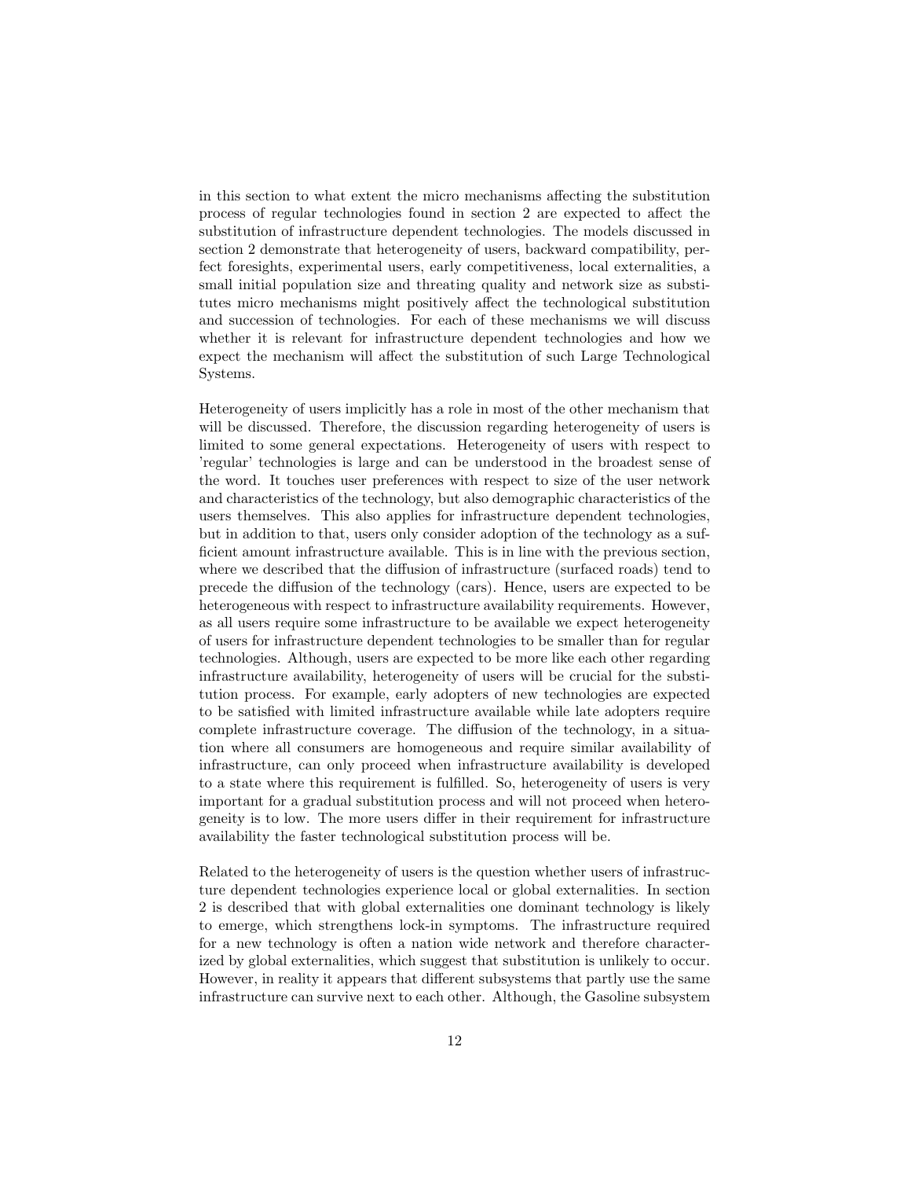in this section to what extent the micro mechanisms affecting the substitution process of regular technologies found in section 2 are expected to affect the substitution of infrastructure dependent technologies. The models discussed in section 2 demonstrate that heterogeneity of users, backward compatibility, perfect foresights, experimental users, early competitiveness, local externalities, a small initial population size and threating quality and network size as substitutes micro mechanisms might positively affect the technological substitution and succession of technologies. For each of these mechanisms we will discuss whether it is relevant for infrastructure dependent technologies and how we expect the mechanism will affect the substitution of such Large Technological Systems.

Heterogeneity of users implicitly has a role in most of the other mechanism that will be discussed. Therefore, the discussion regarding heterogeneity of users is limited to some general expectations. Heterogeneity of users with respect to 'regular' technologies is large and can be understood in the broadest sense of the word. It touches user preferences with respect to size of the user network and characteristics of the technology, but also demographic characteristics of the users themselves. This also applies for infrastructure dependent technologies, but in addition to that, users only consider adoption of the technology as a sufficient amount infrastructure available. This is in line with the previous section, where we described that the diffusion of infrastructure (surfaced roads) tend to precede the diffusion of the technology (cars). Hence, users are expected to be heterogeneous with respect to infrastructure availability requirements. However, as all users require some infrastructure to be available we expect heterogeneity of users for infrastructure dependent technologies to be smaller than for regular technologies. Although, users are expected to be more like each other regarding infrastructure availability, heterogeneity of users will be crucial for the substitution process. For example, early adopters of new technologies are expected to be satisfied with limited infrastructure available while late adopters require complete infrastructure coverage. The diffusion of the technology, in a situation where all consumers are homogeneous and require similar availability of infrastructure, can only proceed when infrastructure availability is developed to a state where this requirement is fulfilled. So, heterogeneity of users is very important for a gradual substitution process and will not proceed when heterogeneity is to low. The more users differ in their requirement for infrastructure availability the faster technological substitution process will be.

Related to the heterogeneity of users is the question whether users of infrastructure dependent technologies experience local or global externalities. In section 2 is described that with global externalities one dominant technology is likely to emerge, which strengthens lock-in symptoms. The infrastructure required for a new technology is often a nation wide network and therefore characterized by global externalities, which suggest that substitution is unlikely to occur. However, in reality it appears that different subsystems that partly use the same infrastructure can survive next to each other. Although, the Gasoline subsystem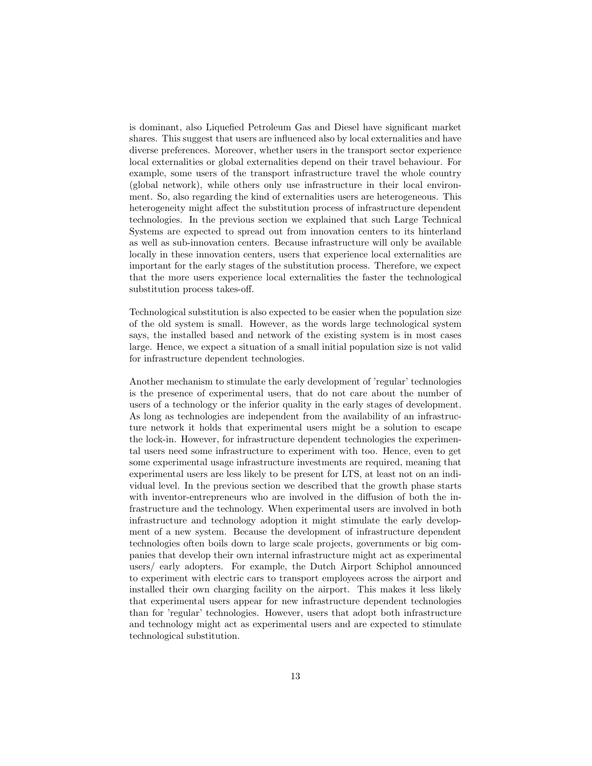is dominant, also Liquefied Petroleum Gas and Diesel have significant market shares. This suggest that users are influenced also by local externalities and have diverse preferences. Moreover, whether users in the transport sector experience local externalities or global externalities depend on their travel behaviour. For example, some users of the transport infrastructure travel the whole country (global network), while others only use infrastructure in their local environment. So, also regarding the kind of externalities users are heterogeneous. This heterogeneity might affect the substitution process of infrastructure dependent technologies. In the previous section we explained that such Large Technical Systems are expected to spread out from innovation centers to its hinterland as well as sub-innovation centers. Because infrastructure will only be available locally in these innovation centers, users that experience local externalities are important for the early stages of the substitution process. Therefore, we expect that the more users experience local externalities the faster the technological substitution process takes-off.

Technological substitution is also expected to be easier when the population size of the old system is small. However, as the words large technological system says, the installed based and network of the existing system is in most cases large. Hence, we expect a situation of a small initial population size is not valid for infrastructure dependent technologies.

Another mechanism to stimulate the early development of 'regular' technologies is the presence of experimental users, that do not care about the number of users of a technology or the inferior quality in the early stages of development. As long as technologies are independent from the availability of an infrastructure network it holds that experimental users might be a solution to escape the lock-in. However, for infrastructure dependent technologies the experimental users need some infrastructure to experiment with too. Hence, even to get some experimental usage infrastructure investments are required, meaning that experimental users are less likely to be present for LTS, at least not on an individual level. In the previous section we described that the growth phase starts with inventor-entrepreneurs who are involved in the diffusion of both the infrastructure and the technology. When experimental users are involved in both infrastructure and technology adoption it might stimulate the early development of a new system. Because the development of infrastructure dependent technologies often boils down to large scale projects, governments or big companies that develop their own internal infrastructure might act as experimental users/ early adopters. For example, the Dutch Airport Schiphol announced to experiment with electric cars to transport employees across the airport and installed their own charging facility on the airport. This makes it less likely that experimental users appear for new infrastructure dependent technologies than for 'regular' technologies. However, users that adopt both infrastructure and technology might act as experimental users and are expected to stimulate technological substitution.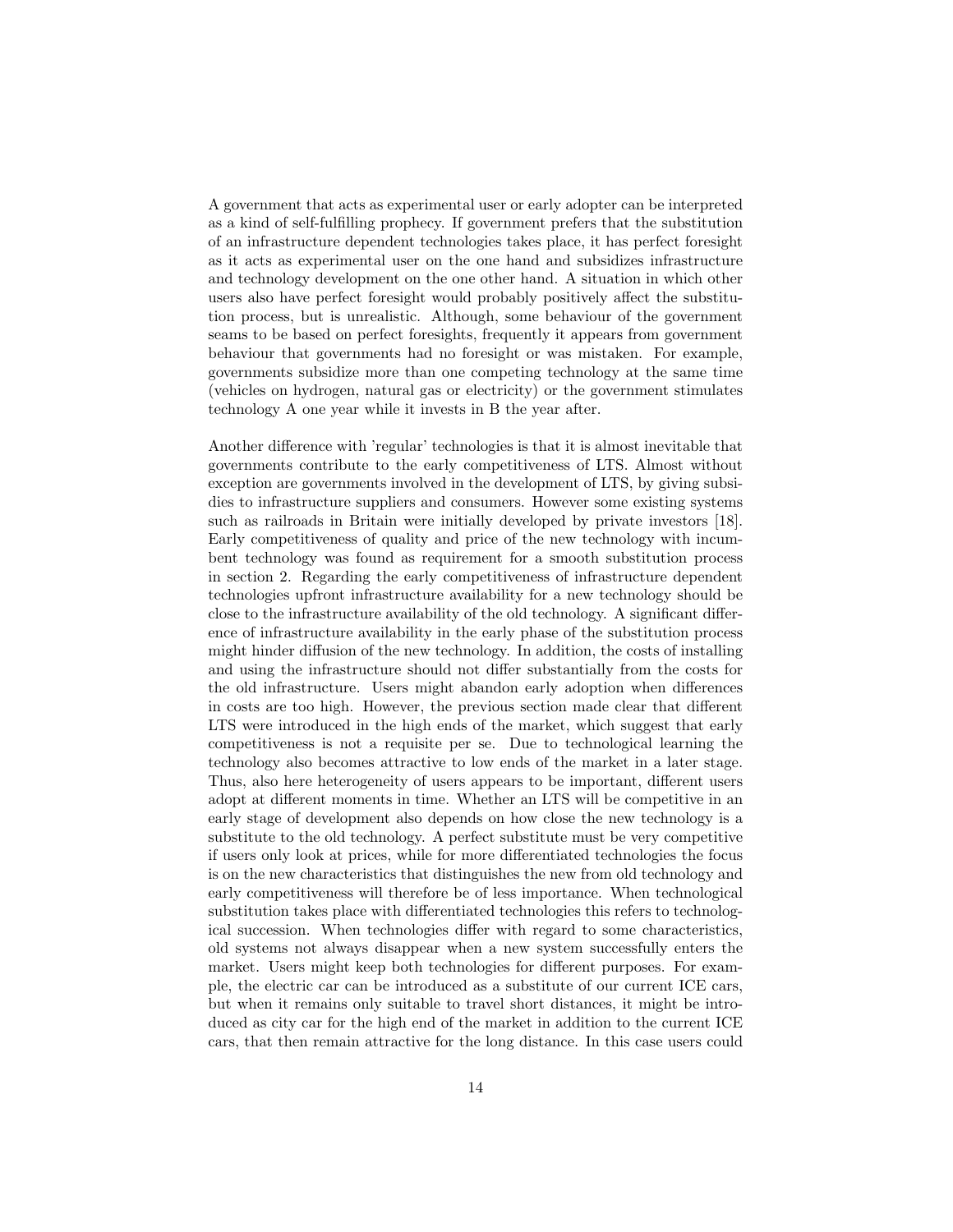A government that acts as experimental user or early adopter can be interpreted as a kind of self-fulfilling prophecy. If government prefers that the substitution of an infrastructure dependent technologies takes place, it has perfect foresight as it acts as experimental user on the one hand and subsidizes infrastructure and technology development on the one other hand. A situation in which other users also have perfect foresight would probably positively affect the substitution process, but is unrealistic. Although, some behaviour of the government seams to be based on perfect foresights, frequently it appears from government behaviour that governments had no foresight or was mistaken. For example, governments subsidize more than one competing technology at the same time (vehicles on hydrogen, natural gas or electricity) or the government stimulates technology A one year while it invests in B the year after.

Another difference with 'regular' technologies is that it is almost inevitable that governments contribute to the early competitiveness of LTS. Almost without exception are governments involved in the development of LTS, by giving subsidies to infrastructure suppliers and consumers. However some existing systems such as railroads in Britain were initially developed by private investors [18]. Early competitiveness of quality and price of the new technology with incumbent technology was found as requirement for a smooth substitution process in section 2. Regarding the early competitiveness of infrastructure dependent technologies upfront infrastructure availability for a new technology should be close to the infrastructure availability of the old technology. A significant difference of infrastructure availability in the early phase of the substitution process might hinder diffusion of the new technology. In addition, the costs of installing and using the infrastructure should not differ substantially from the costs for the old infrastructure. Users might abandon early adoption when differences in costs are too high. However, the previous section made clear that different LTS were introduced in the high ends of the market, which suggest that early competitiveness is not a requisite per se. Due to technological learning the technology also becomes attractive to low ends of the market in a later stage. Thus, also here heterogeneity of users appears to be important, different users adopt at different moments in time. Whether an LTS will be competitive in an early stage of development also depends on how close the new technology is a substitute to the old technology. A perfect substitute must be very competitive if users only look at prices, while for more differentiated technologies the focus is on the new characteristics that distinguishes the new from old technology and early competitiveness will therefore be of less importance. When technological substitution takes place with differentiated technologies this refers to technological succession. When technologies differ with regard to some characteristics, old systems not always disappear when a new system successfully enters the market. Users might keep both technologies for different purposes. For example, the electric car can be introduced as a substitute of our current ICE cars, but when it remains only suitable to travel short distances, it might be introduced as city car for the high end of the market in addition to the current ICE cars, that then remain attractive for the long distance. In this case users could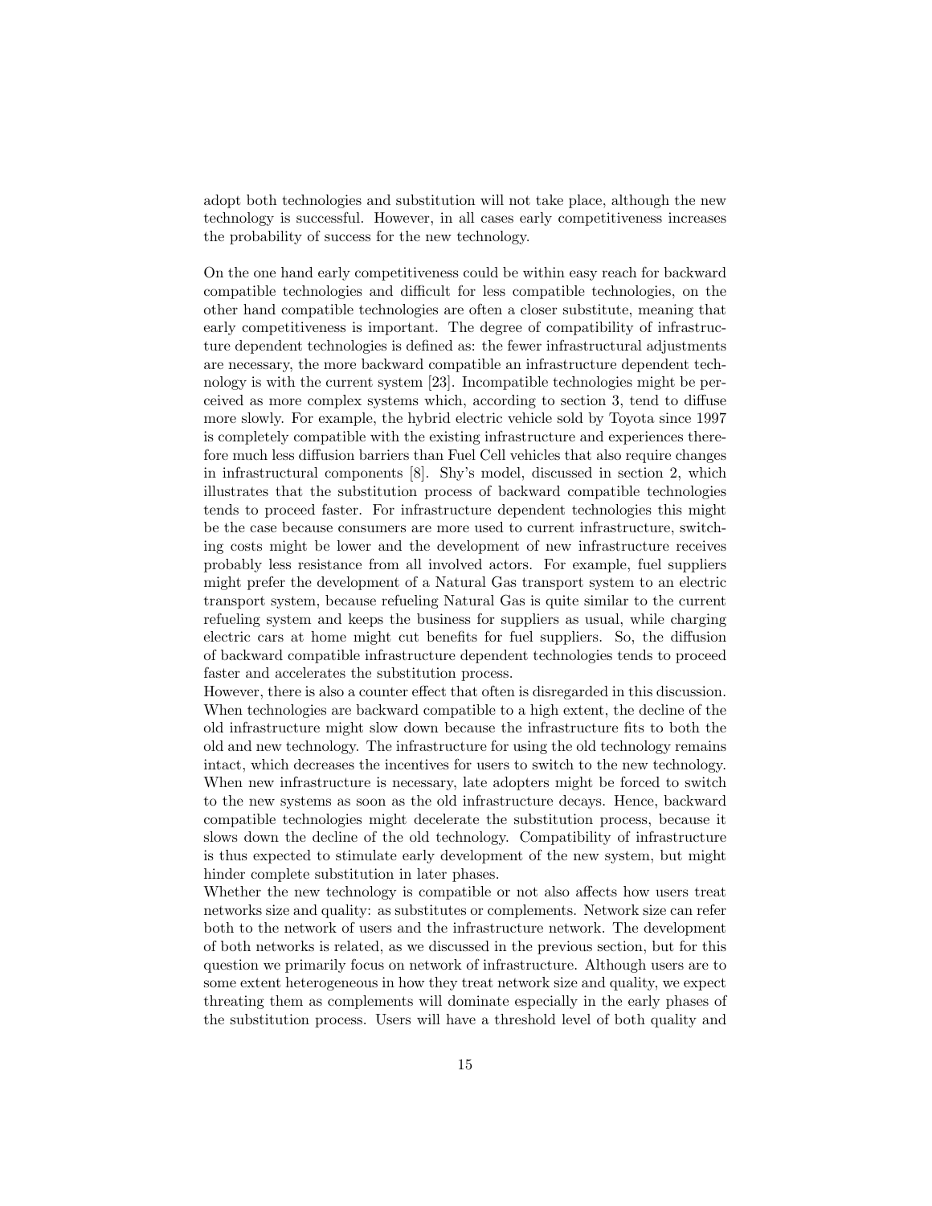adopt both technologies and substitution will not take place, although the new technology is successful. However, in all cases early competitiveness increases the probability of success for the new technology.

On the one hand early competitiveness could be within easy reach for backward compatible technologies and difficult for less compatible technologies, on the other hand compatible technologies are often a closer substitute, meaning that early competitiveness is important. The degree of compatibility of infrastructure dependent technologies is defined as: the fewer infrastructural adjustments are necessary, the more backward compatible an infrastructure dependent technology is with the current system [23]. Incompatible technologies might be perceived as more complex systems which, according to section 3, tend to diffuse more slowly. For example, the hybrid electric vehicle sold by Toyota since 1997 is completely compatible with the existing infrastructure and experiences therefore much less diffusion barriers than Fuel Cell vehicles that also require changes in infrastructural components [8]. Shy's model, discussed in section 2, which illustrates that the substitution process of backward compatible technologies tends to proceed faster. For infrastructure dependent technologies this might be the case because consumers are more used to current infrastructure, switching costs might be lower and the development of new infrastructure receives probably less resistance from all involved actors. For example, fuel suppliers might prefer the development of a Natural Gas transport system to an electric transport system, because refueling Natural Gas is quite similar to the current refueling system and keeps the business for suppliers as usual, while charging electric cars at home might cut benefits for fuel suppliers. So, the diffusion of backward compatible infrastructure dependent technologies tends to proceed faster and accelerates the substitution process.

However, there is also a counter effect that often is disregarded in this discussion. When technologies are backward compatible to a high extent, the decline of the old infrastructure might slow down because the infrastructure fits to both the old and new technology. The infrastructure for using the old technology remains intact, which decreases the incentives for users to switch to the new technology. When new infrastructure is necessary, late adopters might be forced to switch to the new systems as soon as the old infrastructure decays. Hence, backward compatible technologies might decelerate the substitution process, because it slows down the decline of the old technology. Compatibility of infrastructure is thus expected to stimulate early development of the new system, but might hinder complete substitution in later phases.

Whether the new technology is compatible or not also affects how users treat networks size and quality: as substitutes or complements. Network size can refer both to the network of users and the infrastructure network. The development of both networks is related, as we discussed in the previous section, but for this question we primarily focus on network of infrastructure. Although users are to some extent heterogeneous in how they treat network size and quality, we expect threating them as complements will dominate especially in the early phases of the substitution process. Users will have a threshold level of both quality and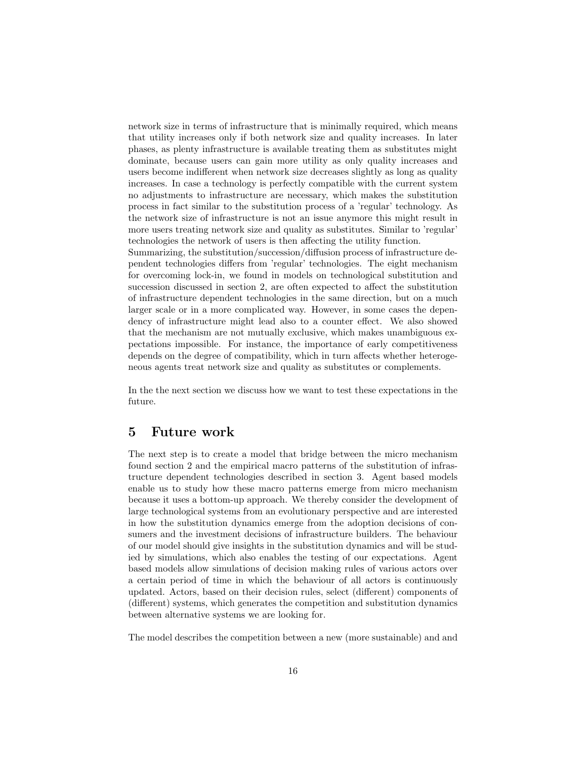network size in terms of infrastructure that is minimally required, which means that utility increases only if both network size and quality increases. In later phases, as plenty infrastructure is available treating them as substitutes might dominate, because users can gain more utility as only quality increases and users become indifferent when network size decreases slightly as long as quality increases. In case a technology is perfectly compatible with the current system no adjustments to infrastructure are necessary, which makes the substitution process in fact similar to the substitution process of a 'regular' technology. As the network size of infrastructure is not an issue anymore this might result in more users treating network size and quality as substitutes. Similar to 'regular' technologies the network of users is then affecting the utility function.

Summarizing, the substitution/succession/diffusion process of infrastructure dependent technologies differs from 'regular' technologies. The eight mechanism for overcoming lock-in, we found in models on technological substitution and succession discussed in section 2, are often expected to affect the substitution of infrastructure dependent technologies in the same direction, but on a much larger scale or in a more complicated way. However, in some cases the dependency of infrastructure might lead also to a counter effect. We also showed that the mechanism are not mutually exclusive, which makes unambiguous expectations impossible. For instance, the importance of early competitiveness depends on the degree of compatibility, which in turn affects whether heterogeneous agents treat network size and quality as substitutes or complements.

In the the next section we discuss how we want to test these expectations in the future.

## 5 Future work

The next step is to create a model that bridge between the micro mechanism found section 2 and the empirical macro patterns of the substitution of infrastructure dependent technologies described in section 3. Agent based models enable us to study how these macro patterns emerge from micro mechanism because it uses a bottom-up approach. We thereby consider the development of large technological systems from an evolutionary perspective and are interested in how the substitution dynamics emerge from the adoption decisions of consumers and the investment decisions of infrastructure builders. The behaviour of our model should give insights in the substitution dynamics and will be studied by simulations, which also enables the testing of our expectations. Agent based models allow simulations of decision making rules of various actors over a certain period of time in which the behaviour of all actors is continuously updated. Actors, based on their decision rules, select (different) components of (different) systems, which generates the competition and substitution dynamics between alternative systems we are looking for.

The model describes the competition between a new (more sustainable) and and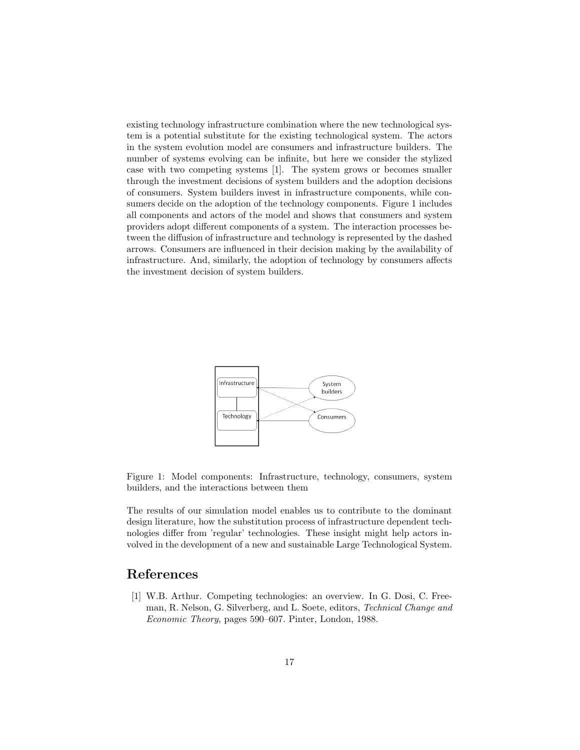existing technology infrastructure combination where the new technological system is a potential substitute for the existing technological system. The actors in the system evolution model are consumers and infrastructure builders. The number of systems evolving can be infinite, but here we consider the stylized case with two competing systems [1]. The system grows or becomes smaller through the investment decisions of system builders and the adoption decisions of consumers. System builders invest in infrastructure components, while consumers decide on the adoption of the technology components. Figure 1 includes all components and actors of the model and shows that consumers and system providers adopt different components of a system. The interaction processes between the diffusion of infrastructure and technology is represented by the dashed arrows. Consumers are influenced in their decision making by the availability of infrastructure. And, similarly, the adoption of technology by consumers affects the investment decision of system builders.

Figure 1: Model components: Infrastructure, technology, consumers, system builders, and the interactions between them

The results of our simulation model enables us to contribute to the dominant design literature, how the substitution process of infrastructure dependent technologies differ from 'regular' technologies. These insight might help actors involved in the development of a new and sustainable Large Technological System.

## References

[1] W.B. Arthur. Competing technologies: an overview. In G. Dosi, C. Freeman, R. Nelson, G. Silverberg, and L. Soete, editors, *Technical Change and Economic Theory*, pages 590–607. Pinter, London, 1988.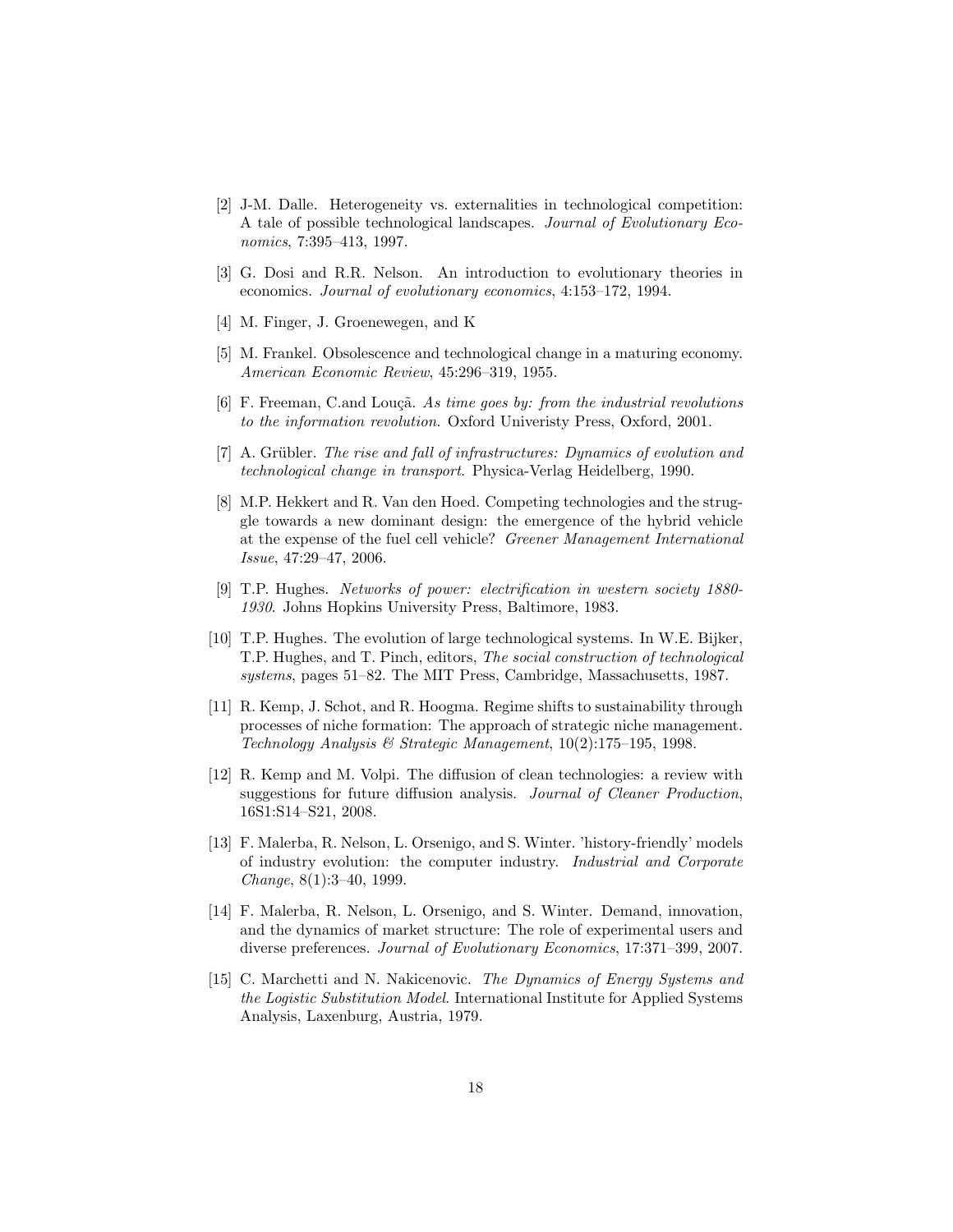[2] J-M. Dalle. Heterogeneity vs. externalities in technological competition: A tale of possible technological landscapes. *Journal of Evolutionary Economics*, 7:395–413, 1997.

[3] G. Dosi and R.R. Nelson. An introduction to evolutionary theories in economics. *Journal of evolutionary economics*, 4:153–172, 1994.

[4] M. Finger, J. Groenewegen, and K

[5] M. Frankel. Obsolescence and technological change in a maturing economy. *American Economic Review*, 45:296–319, 1955.

[6] F. Freeman, C.and Louçã. *As time goes by: from the industrial revolutions to the information revolution*. Oxford Univeristy Press, Oxford, 2001.

[7] A. Grübler. *The rise and fall of infrastructures: Dynamics of evolution and technological change in transport*. Physica-Verlag Heidelberg, 1990.

[8] M.P. Hekkert and R. Van den Hoed. Competing technologies and the struggle towards a new dominant design: the emergence of the hybrid vehicle at the expense of the fuel cell vehicle? *Greener Management International Issue*, 47:29–47, 2006.

[9] T.P. Hughes. *Networks of power: electrification in western society 1880-1930*. Johns Hopkins University Press, Baltimore, 1983.

[10] T.P. Hughes. The evolution of large technological systems. In W.E. Bijker, T.P. Hughes, and T. Pinch, editors, *The social construction of technological systems*, pages 51–82. The MIT Press, Cambridge, Massachusetts, 1987.

[11] R. Kemp, J. Schot, and R. Hoogma. Regime shifts to sustainability through processes of niche formation: The approach of strategic niche management. *Technology Analysis & Strategic Management*, 10(2):175–195, 1998.

[12] R. Kemp and M. Volpi. The diffusion of clean technologies: a review with suggestions for future diffusion analysis. *Journal of Cleaner Production*, 16S1:S14–S21, 2008.

[13] F. Malerba, R. Nelson, L. Orsenigo, and S. Winter. 'history-friendly' models of industry evolution: the computer industry. *Industrial and Corporate Change*, 8(1):3–40, 1999.

[14] F. Malerba, R. Nelson, L. Orsenigo, and S. Winter. Demand, innovation, and the dynamics of market structure: The role of experimental users and diverse preferences. *Journal of Evolutionary Economics*, 17:371–399, 2007.

[15] C. Marchetti and N. Nakicenovic. *The Dynamics of Energy Systems and the Logistic Substitution Model*. International Institute for Applied Systems Analysis, Laxenburg, Austria, 1979.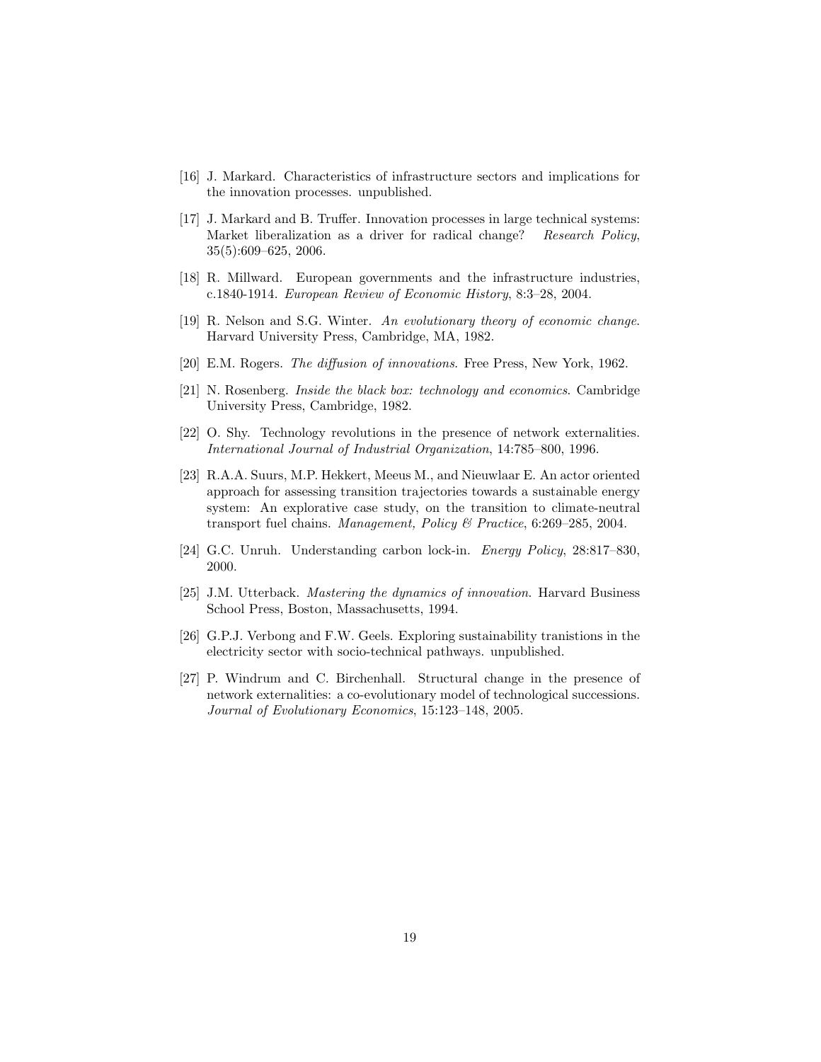[16] J. Markard. Characteristics of infrastructure sectors and implications for the innovation processes. unpublished.

[17] J. Markard and B. Truffer. Innovation processes in large technical systems: Market liberalization as a driver for radical change? *Research Policy*, 35(5):609–625, 2006.

[18] R. Millward. European governments and the infrastructure industries, c.1840-1914. *European Review of Economic History*, 8:3–28, 2004.

[19] R. Nelson and S.G. Winter. *An evolutionary theory of economic change*. Harvard University Press, Cambridge, MA, 1982.

[20] E.M. Rogers. *The diffusion of innovations*. Free Press, New York, 1962.

[21] N. Rosenberg. *Inside the black box: technology and economics*. Cambridge University Press, Cambridge, 1982.

[22] O. Shy. Technology revolutions in the presence of network externalities. *International Journal of Industrial Organization*, 14:785–800, 1996.

[23] R.A.A. Suurs, M.P. Hekkert, Meeus M., and Nieuwlaar E. An actor oriented approach for assessing transition trajectories towards a sustainable energy system: An explorative case study, on the transition to climate-neutral transport fuel chains. *Management, Policy & Practice*, 6:269–285, 2004.

[24] G.C. Unruh. Understanding carbon lock-in. *Energy Policy*, 28:817–830, 2000.

[25] J.M. Utterback. *Mastering the dynamics of innovation*. Harvard Business School Press, Boston, Massachusetts, 1994.

[26] G.P.J. Verbong and F.W. Geels. Exploring sustainability tranistions in the electricity sector with socio-technical pathways. unpublished.

[27] P. Windrum and C. Birchenhall. Structural change in the presence of network externalities: a co-evolutionary model of technological successions. *Journal of Evolutionary Economics*, 15:123–148, 2005.